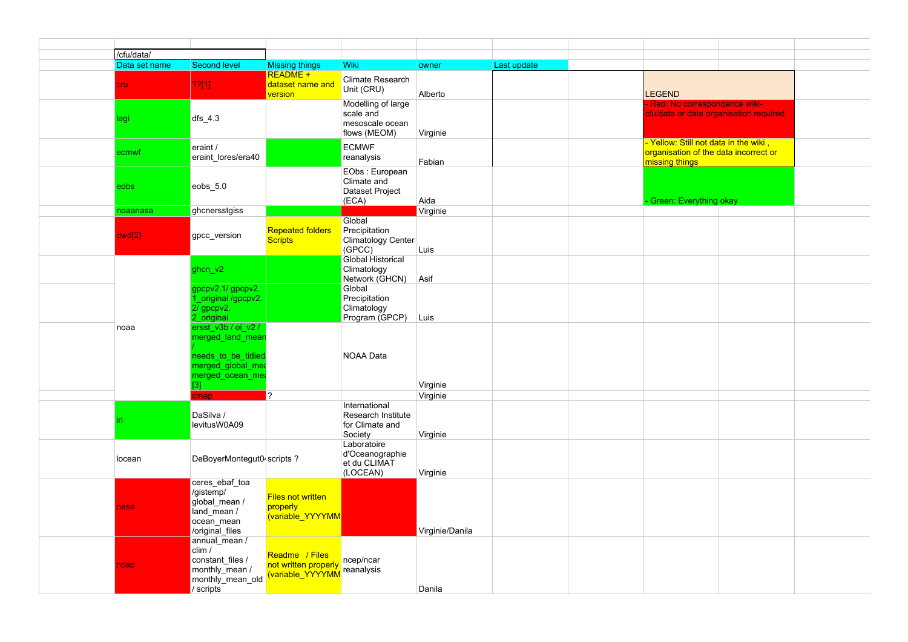/cfu/data/

| Data set name | Second level | Missing things | Wiki | owner | Last update |
|---|---|---|---|---|---|
| cru | ??[1] | README + dataset name and version | Climate Research Unit (CRU) | Alberto | |
| legi | dfs_4.3 | | Modelling of large scale and mesoscale ocean flows (MEOM) | Virginie | |
| ecmwf | eraint / eraint_lores/era40 | | ECMWF reanalysis | Fabian | |
| eobs | eobs_5.0 | | EObs : European Climate and Dataset Project (ECA) | Aida | |
| noaanasa | ghcnersstgiss | | | Virginie | |
| dwd[2] | gpcc_version | Repeated folders Scripts | Global Precipitation Climatology Center (GPCC) | Luis | |
| noaa | ghcn_v2 | | Global Historical Climatology Network (GHCN) | Asif | |
| | gpcpv2.1/ gpcpv2.1_original /gpcpv2.2/ gpcpv2.2_original | | Global Precipitation Climatology Program (GPCP) | Luis | |
| | ersst_v3b / oi_v2 / merged_land_mean / needs_to_be_tidied merged_global_mea merged_ocean_mea [3] | | NOAA Data | Virginie | |
| | cmap | ? | | Virginie | |
| iri | DaSilva / levitusW0A09 | | International Research Institute for Climate and Society | Virginie | |
| locean | DeBoyerMontegut0 | scripts ? | Laboratoire d'Oceanographie et du CLIMAT (LOCEAN) | Virginie | |
| nasa | ceres_ebaf_toa /gistemp/ global_mean / land_mean / ocean_mean /original_files | Files not written properly (variable_YYYYMM | | Virginie/Danila | |
| ncep | annual_mean / clim / constant_files / monthly_mean / monthly_mean_old / scripts | Readme / Files not written properly (variable_YYYYMM | ncep/ncar reanalysis | Danila | |

| LEGEND |
|---|
| - Red: No correspondence wiki-cfu/data or data organisation required |
| - Yellow: Still not data in the wiki , organisation of the data incorrect or missing things |
| - Green: Everything okay |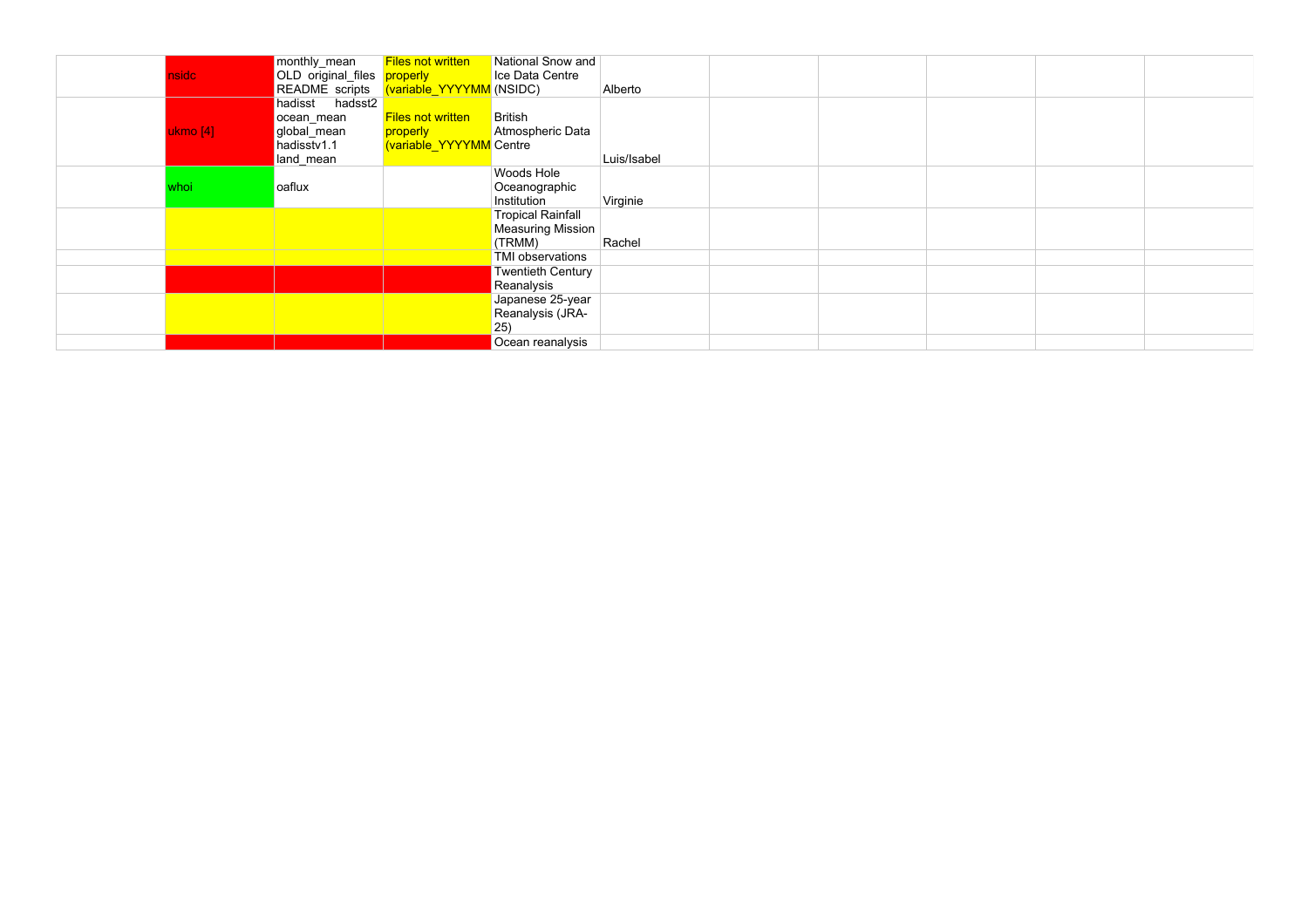| | | | | | | | | | | |
|---|---|---|---|---|---|---|---|---|---|---|
| | nsidc | monthly_mean OLD original_files README scripts | Files not written properly (variable_YYYYMM | National Snow and Ice Data Centre (NSIDC) | Alberto | | | | | |
| | ukmo [4] | hadisst hadsst2 ocean_mean global_mean hadisstv1.1 land_mean | Files not written properly (variable_YYYYMM | British Atmospheric Data Centre | Luis/Isabel | | | | | |
| | whoi | oaflux | | Woods Hole Oceanographic Institution | Virginie | | | | | |
| | | | | Tropical Rainfall Measuring Mission (TRMM) | Rachel | | | | | |
| | | | | TMI observations | | | | | | |
| | | | | Twentieth Century Reanalysis | | | | | | |
| | | | | Japanese 25-year Reanalysis (JRA-25) | | | | | | |
| | | | | Ocean reanalysis | | | | | | |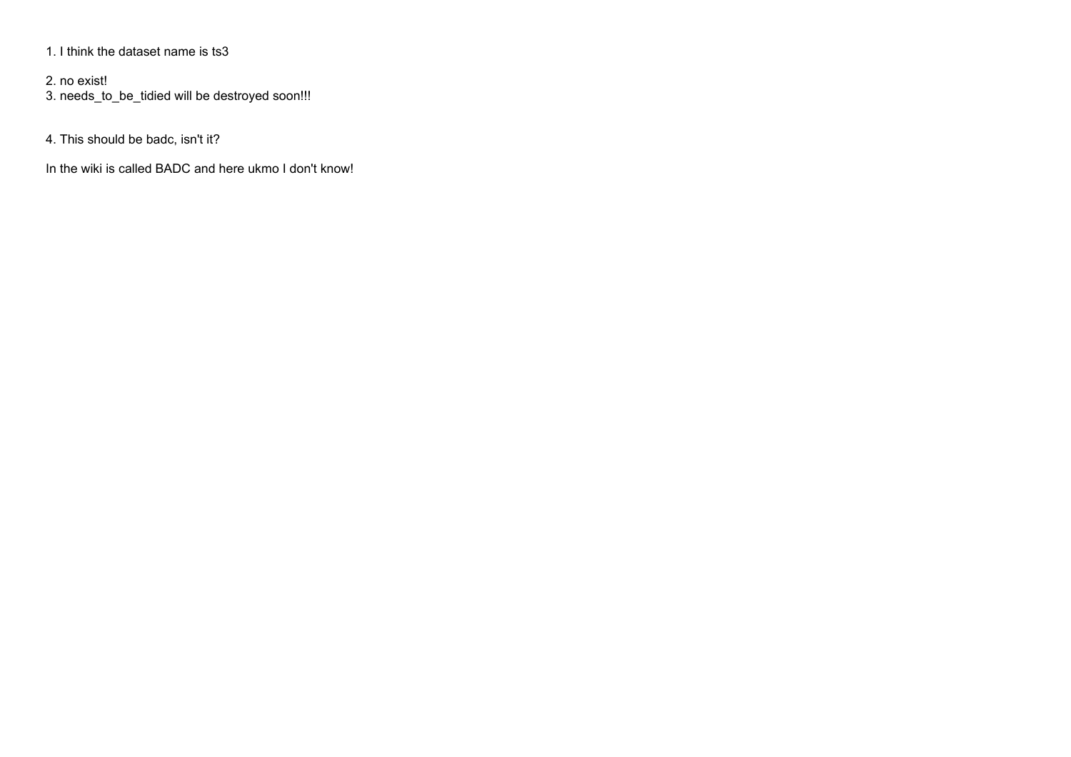1. I think the dataset name is ts3

2. no exist!
3. needs_to_be_tidied will be destroyed soon!!!

4. This should be badc, isn't it?

In the wiki is called BADC and here ukmo I don't know!